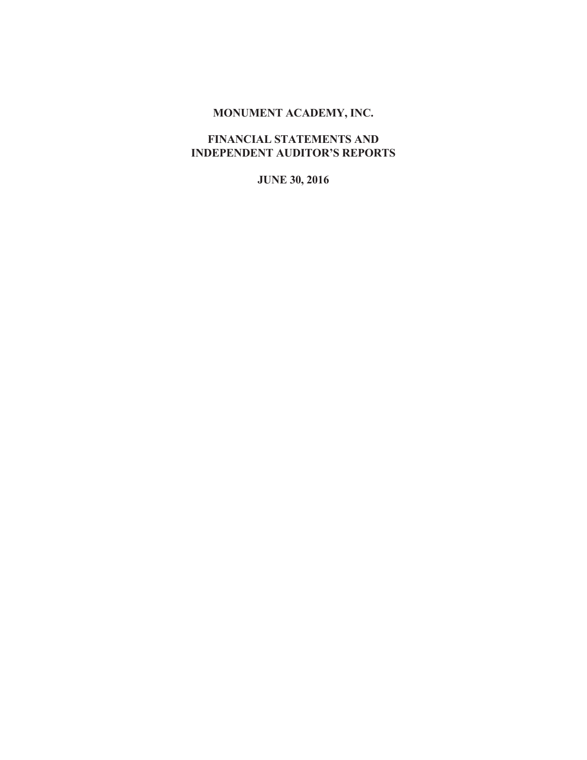# MONUMENT ACADEMY, INC.

## FINANCIAL STATEMENTS AND INDEPENDENT AUDITOR'S REPORTS

### JUNE 30, 2016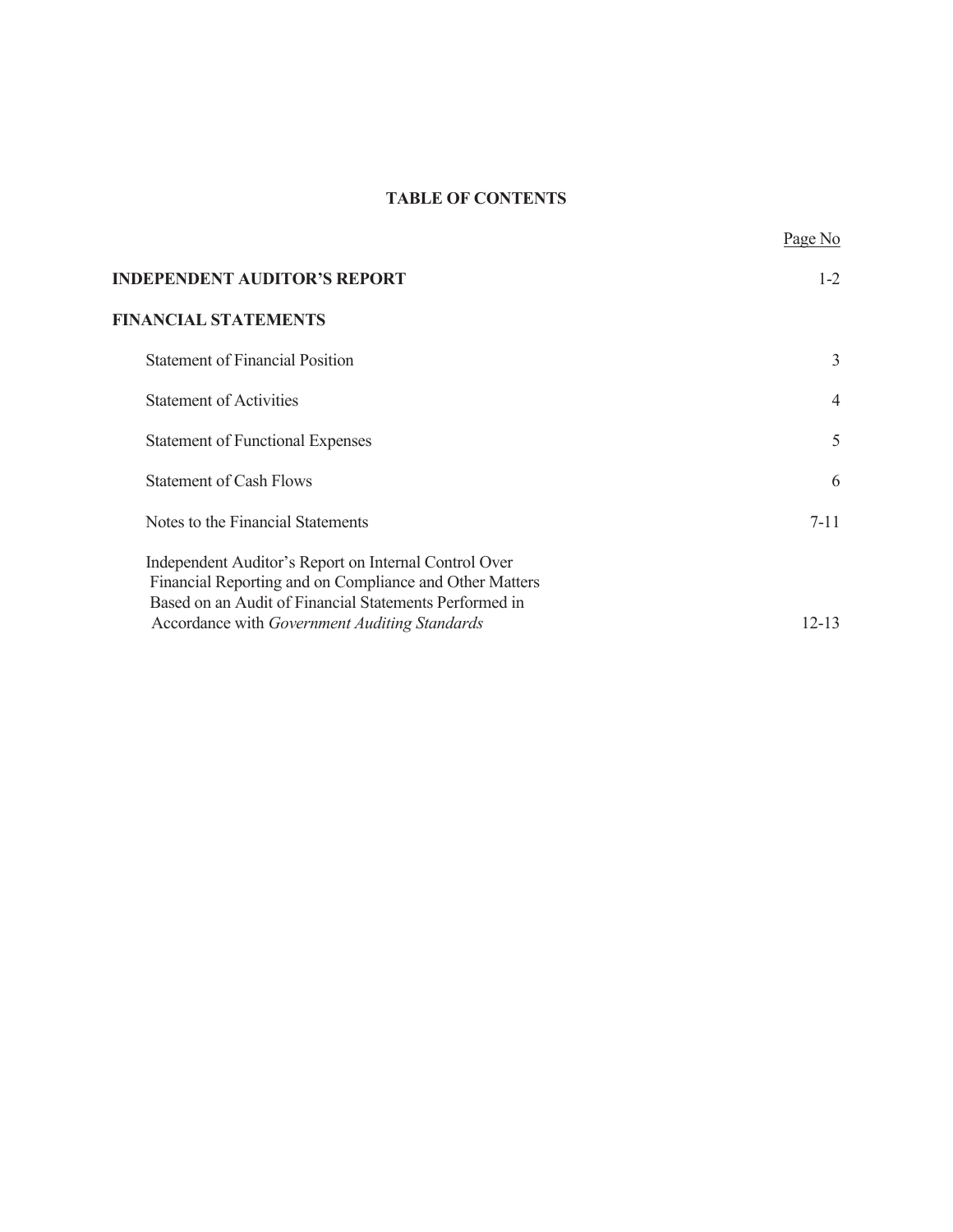# TABLE OF CONTENTS

| | Page No |
|---|---|
| **INDEPENDENT AUDITOR'S REPORT** | 1-2 |
| **FINANCIAL STATEMENTS** | |
| Statement of Financial Position | 3 |
| Statement of Activities | 4 |
| Statement of Functional Expenses | 5 |
| Statement of Cash Flows | 6 |
| Notes to the Financial Statements | 7-11 |
| Independent Auditor's Report on Internal Control Over Financial Reporting and on Compliance and Other Matters Based on an Audit of Financial Statements Performed in Accordance with *Government Auditing Standards* | 12-13 |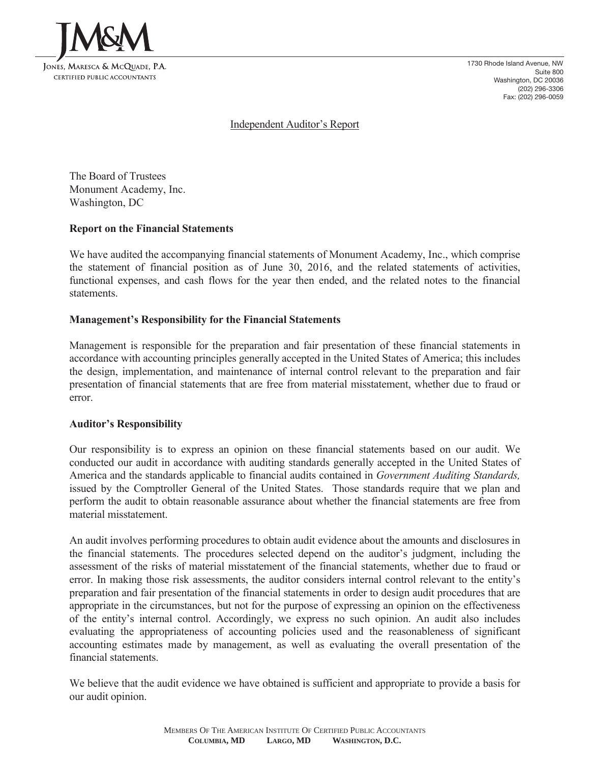JM&M

Jones, Maresca & McQuade, P.A.
Certified Public Accountants

1730 Rhode Island Avenue, NW
Suite 800
Washington, DC 20036
(202) 296-3306
Fax: (202) 296-0059

# Independent Auditor's Report

The Board of Trustees
Monument Academy, Inc.
Washington, DC

**Report on the Financial Statements**

We have audited the accompanying financial statements of Monument Academy, Inc., which comprise the statement of financial position as of June 30, 2016, and the related statements of activities, functional expenses, and cash flows for the year then ended, and the related notes to the financial statements.

**Management's Responsibility for the Financial Statements**

Management is responsible for the preparation and fair presentation of these financial statements in accordance with accounting principles generally accepted in the United States of America; this includes the design, implementation, and maintenance of internal control relevant to the preparation and fair presentation of financial statements that are free from material misstatement, whether due to fraud or error.

**Auditor's Responsibility**

Our responsibility is to express an opinion on these financial statements based on our audit. We conducted our audit in accordance with auditing standards generally accepted in the United States of America and the standards applicable to financial audits contained in *Government Auditing Standards,* issued by the Comptroller General of the United States. Those standards require that we plan and perform the audit to obtain reasonable assurance about whether the financial statements are free from material misstatement.

An audit involves performing procedures to obtain audit evidence about the amounts and disclosures in the financial statements. The procedures selected depend on the auditor's judgment, including the assessment of the risks of material misstatement of the financial statements, whether due to fraud or error. In making those risk assessments, the auditor considers internal control relevant to the entity's preparation and fair presentation of the financial statements in order to design audit procedures that are appropriate in the circumstances, but not for the purpose of expressing an opinion on the effectiveness of the entity's internal control. Accordingly, we express no such opinion. An audit also includes evaluating the appropriateness of accounting policies used and the reasonableness of significant accounting estimates made by management, as well as evaluating the overall presentation of the financial statements.

We believe that the audit evidence we have obtained is sufficient and appropriate to provide a basis for our audit opinion.

Members Of The American Institute Of Certified Public Accountants
**Columbia, MD Largo, MD Washington, D.C.**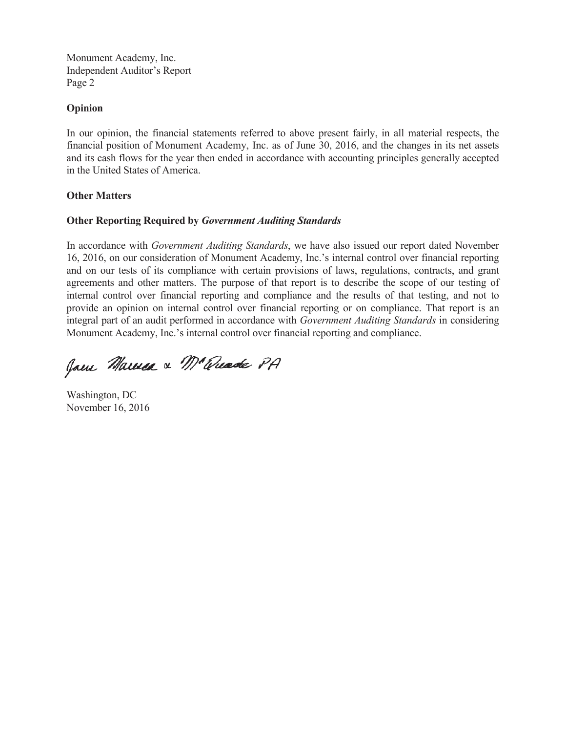Monument Academy, Inc.
Independent Auditor's Report
Page 2

**Opinion**

In our opinion, the financial statements referred to above present fairly, in all material respects, the financial position of Monument Academy, Inc. as of June 30, 2016, and the changes in its net assets and its cash flows for the year then ended in accordance with accounting principles generally accepted in the United States of America.

**Other Matters**

**Other Reporting Required by *Government Auditing Standards***

In accordance with *Government Auditing Standards*, we have also issued our report dated November 16, 2016, on our consideration of Monument Academy, Inc.'s internal control over financial reporting and on our tests of its compliance with certain provisions of laws, regulations, contracts, and grant agreements and other matters. The purpose of that report is to describe the scope of our testing of internal control over financial reporting and compliance and the results of that testing, and not to provide an opinion on internal control over financial reporting or on compliance. That report is an integral part of an audit performed in accordance with *Government Auditing Standards* in considering Monument Academy, Inc.'s internal control over financial reporting and compliance.

Jane Marucca & McQuade PA

Washington, DC
November 16, 2016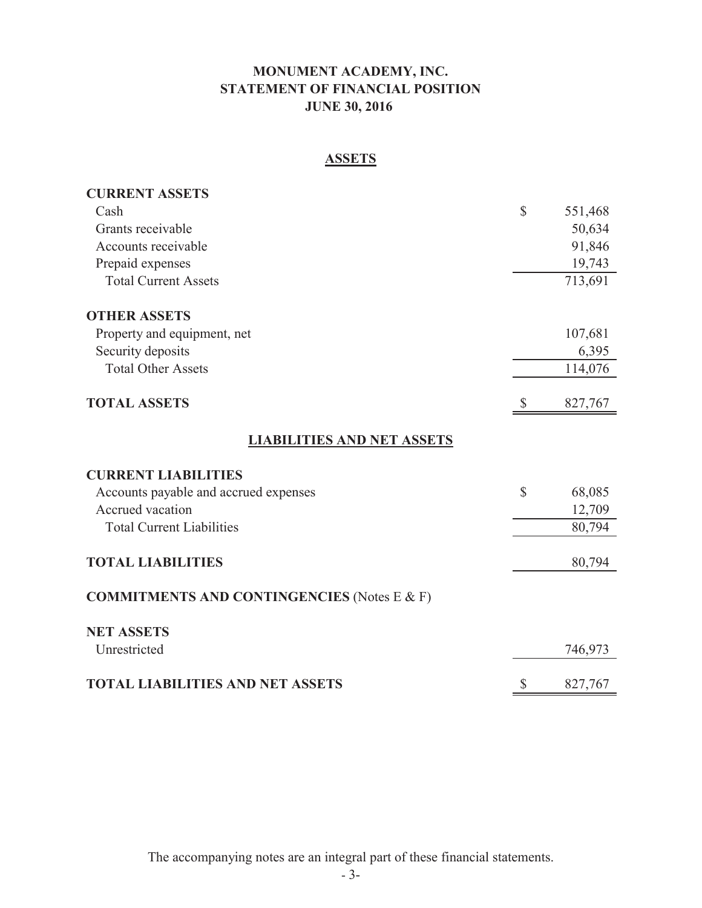# MONUMENT ACADEMY, INC.
# STATEMENT OF FINANCIAL POSITION
# JUNE 30, 2016

## ASSETS

| | |
|---|---|
| **CURRENT ASSETS** | |
| Cash | $ 551,468 |
| Grants receivable | 50,634 |
| Accounts receivable | 91,846 |
| Prepaid expenses | 19,743 |
| Total Current Assets | 713,691 |
| **OTHER ASSETS** | |
| Property and equipment, net | 107,681 |
| Security deposits | 6,395 |
| Total Other Assets | 114,076 |
| **TOTAL ASSETS** | $ 827,767 |

## LIABILITIES AND NET ASSETS

| | |
|---|---|
| **CURRENT LIABILITIES** | |
| Accounts payable and accrued expenses | $ 68,085 |
| Accrued vacation | 12,709 |
| Total Current Liabilities | 80,794 |
| **TOTAL LIABILITIES** | 80,794 |
| **COMMITMENTS AND CONTINGENCIES** (Notes E & F) | |
| **NET ASSETS** | |
| Unrestricted | 746,973 |
| **TOTAL LIABILITIES AND NET ASSETS** | $ 827,767 |

The accompanying notes are an integral part of these financial statements.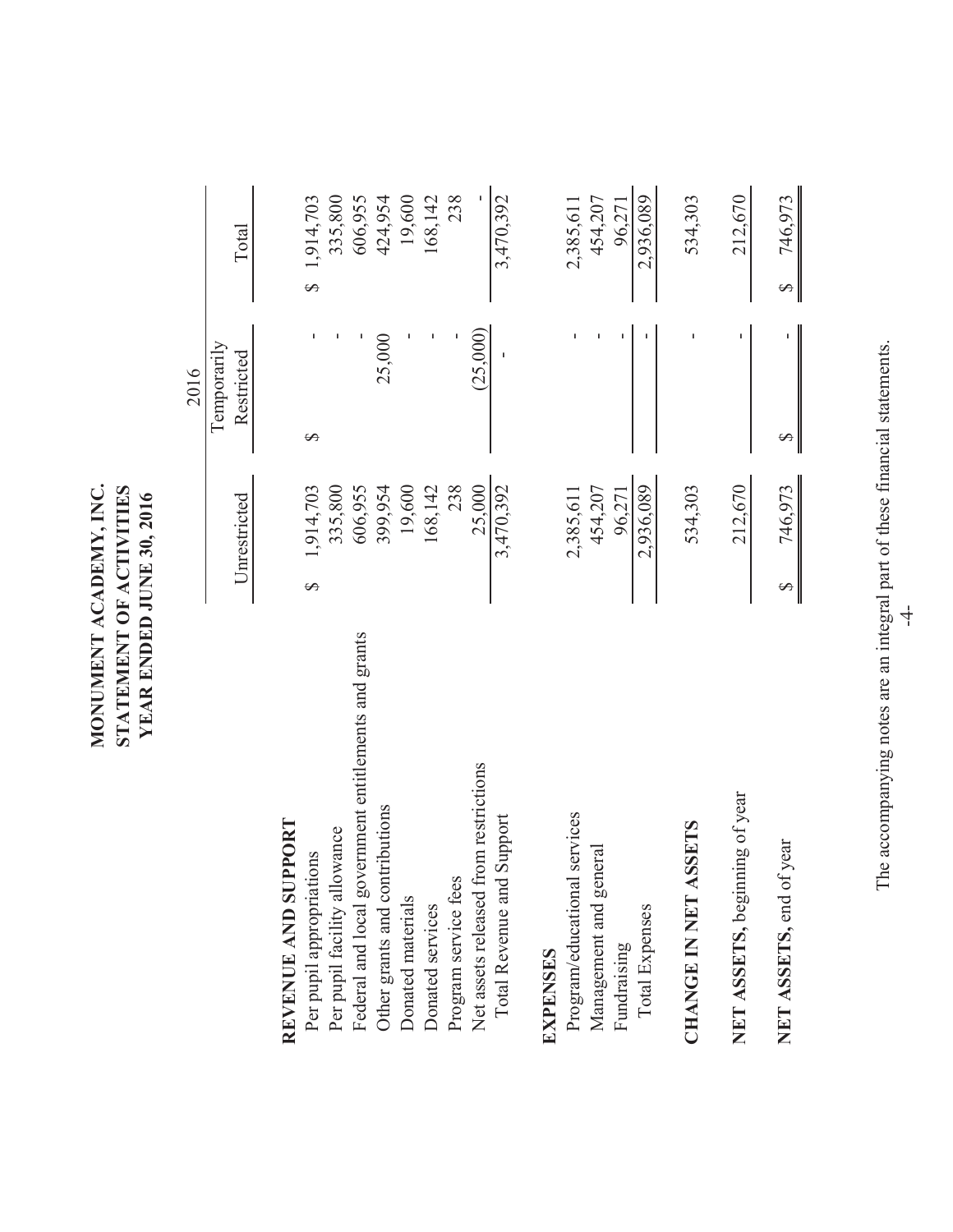# MONUMENT ACADEMY, INC.
## STATEMENT OF ACTIVITIES
### YEAR ENDED JUNE 30, 2016

| | 2016 | | |
|---|---|---|---|
| | Unrestricted | Temporarily Restricted | Total |
| **REVENUE AND SUPPORT** | | | |
| Per pupil appropriations | $ 1,914,703 | $ - | $ 1,914,703 |
| Per pupil facility allowance | 335,800 | - | 335,800 |
| Federal and local government entitlements and grants | 606,955 | - | 606,955 |
| Other grants and contributions | 399,954 | 25,000 | 424,954 |
| Donated materials | 19,600 | - | 19,600 |
| Donated services | 168,142 | - | 168,142 |
| Program service fees | 238 | - | 238 |
| Net assets released from restrictions | 25,000 | (25,000) | - |
| Total Revenue and Support | 3,470,392 | - | 3,470,392 |
| **EXPENSES** | | | |
| Program/educational services | 2,385,611 | - | 2,385,611 |
| Management and general | 454,207 | - | 454,207 |
| Fundraising | 96,271 | - | 96,271 |
| Total Expenses | 2,936,089 | - | 2,936,089 |
| **CHANGE IN NET ASSETS** | 534,303 | - | 534,303 |
| **NET ASSETS,** beginning of year | 212,670 | - | 212,670 |
| **NET ASSETS,** end of year | $ 746,973 | $ - | $ 746,973 |

The accompanying notes are an integral part of these financial statements.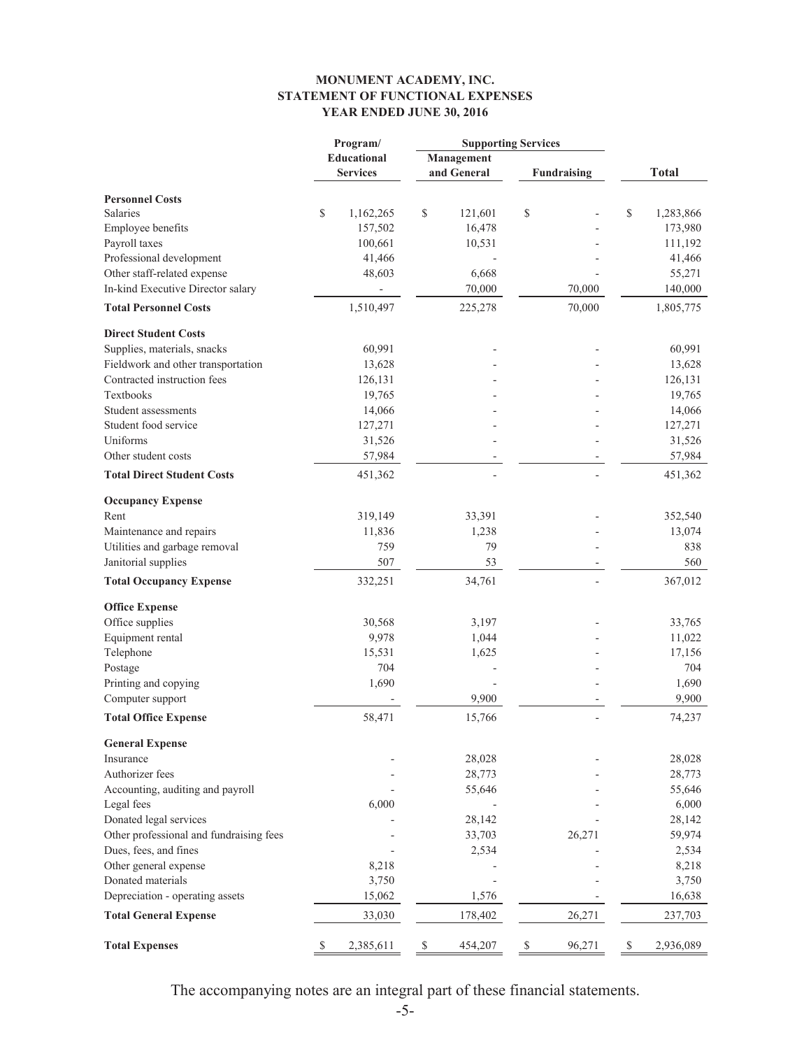# MONUMENT ACADEMY, INC.
## STATEMENT OF FUNCTIONAL EXPENSES
### YEAR ENDED JUNE 30, 2016

| | Program/ Educational Services | Supporting Services | | Total |
|---|---|---|---|---|
| | | Management and General | Fundraising | |
| **Personnel Costs** | | | | |
| Salaries | $ 1,162,265 | $ 121,601 | $ - | $ 1,283,866 |
| Employee benefits | 157,502 | 16,478 | - | 173,980 |
| Payroll taxes | 100,661 | 10,531 | - | 111,192 |
| Professional development | 41,466 | - | - | 41,466 |
| Other staff-related expense | 48,603 | 6,668 | - | 55,271 |
| In-kind Executive Director salary | - | 70,000 | 70,000 | 140,000 |
| **Total Personnel Costs** | 1,510,497 | 225,278 | 70,000 | 1,805,775 |
| **Direct Student Costs** | | | | |
| Supplies, materials, snacks | 60,991 | - | - | 60,991 |
| Fieldwork and other transportation | 13,628 | - | - | 13,628 |
| Contracted instruction fees | 126,131 | - | - | 126,131 |
| Textbooks | 19,765 | - | - | 19,765 |
| Student assessments | 14,066 | - | - | 14,066 |
| Student food service | 127,271 | - | - | 127,271 |
| Uniforms | 31,526 | - | - | 31,526 |
| Other student costs | 57,984 | - | - | 57,984 |
| **Total Direct Student Costs** | 451,362 | - | - | 451,362 |
| **Occupancy Expense** | | | | |
| Rent | 319,149 | 33,391 | - | 352,540 |
| Maintenance and repairs | 11,836 | 1,238 | - | 13,074 |
| Utilities and garbage removal | 759 | 79 | - | 838 |
| Janitorial supplies | 507 | 53 | - | 560 |
| **Total Occupancy Expense** | 332,251 | 34,761 | - | 367,012 |
| **Office Expense** | | | | |
| Office supplies | 30,568 | 3,197 | - | 33,765 |
| Equipment rental | 9,978 | 1,044 | - | 11,022 |
| Telephone | 15,531 | 1,625 | - | 17,156 |
| Postage | 704 | - | - | 704 |
| Printing and copying | 1,690 | - | - | 1,690 |
| Computer support | - | 9,900 | - | 9,900 |
| **Total Office Expense** | 58,471 | 15,766 | - | 74,237 |
| **General Expense** | | | | |
| Insurance | - | 28,028 | - | 28,028 |
| Authorizer fees | - | 28,773 | - | 28,773 |
| Accounting, auditing and payroll | - | 55,646 | - | 55,646 |
| Legal fees | 6,000 | - | - | 6,000 |
| Donated legal services | - | 28,142 | - | 28,142 |
| Other professional and fundraising fees | - | 33,703 | 26,271 | 59,974 |
| Dues, fees, and fines | - | 2,534 | - | 2,534 |
| Other general expense | 8,218 | - | - | 8,218 |
| Donated materials | 3,750 | - | - | 3,750 |
| Depreciation - operating assets | 15,062 | 1,576 | - | 16,638 |
| **Total General Expense** | 33,030 | 178,402 | 26,271 | 237,703 |
| **Total Expenses** | $ 2,385,611 | $ 454,207 | $ 96,271 | $ 2,936,089 |

The accompanying notes are an integral part of these financial statements.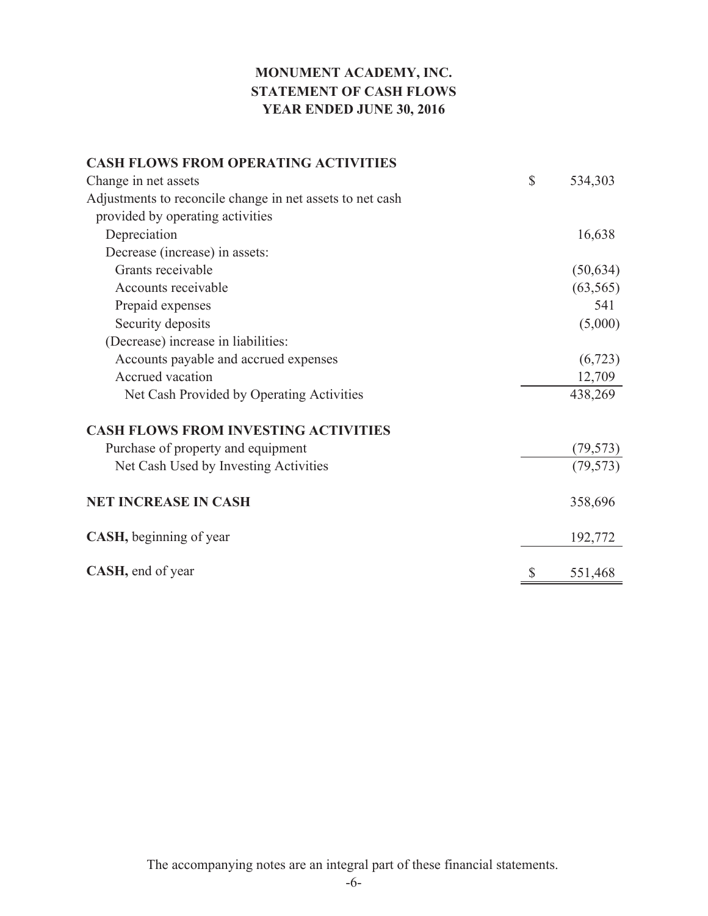# MONUMENT ACADEMY, INC.
## STATEMENT OF CASH FLOWS
### YEAR ENDED JUNE 30, 2016

| | |
|---|---|
| **CASH FLOWS FROM OPERATING ACTIVITIES** | |
| Change in net assets | $ 534,303 |
| Adjustments to reconcile change in net assets to net cash provided by operating activities | |
| Depreciation | 16,638 |
| Decrease (increase) in assets: | |
| Grants receivable | (50,634) |
| Accounts receivable | (63,565) |
| Prepaid expenses | 541 |
| Security deposits | (5,000) |
| (Decrease) increase in liabilities: | |
| Accounts payable and accrued expenses | (6,723) |
| Accrued vacation | 12,709 |
| Net Cash Provided by Operating Activities | 438,269 |
| **CASH FLOWS FROM INVESTING ACTIVITIES** | |
| Purchase of property and equipment | (79,573) |
| Net Cash Used by Investing Activities | (79,573) |
| **NET INCREASE IN CASH** | 358,696 |
| **CASH,** beginning of year | 192,772 |
| **CASH,** end of year | $ 551,468 |

The accompanying notes are an integral part of these financial statements.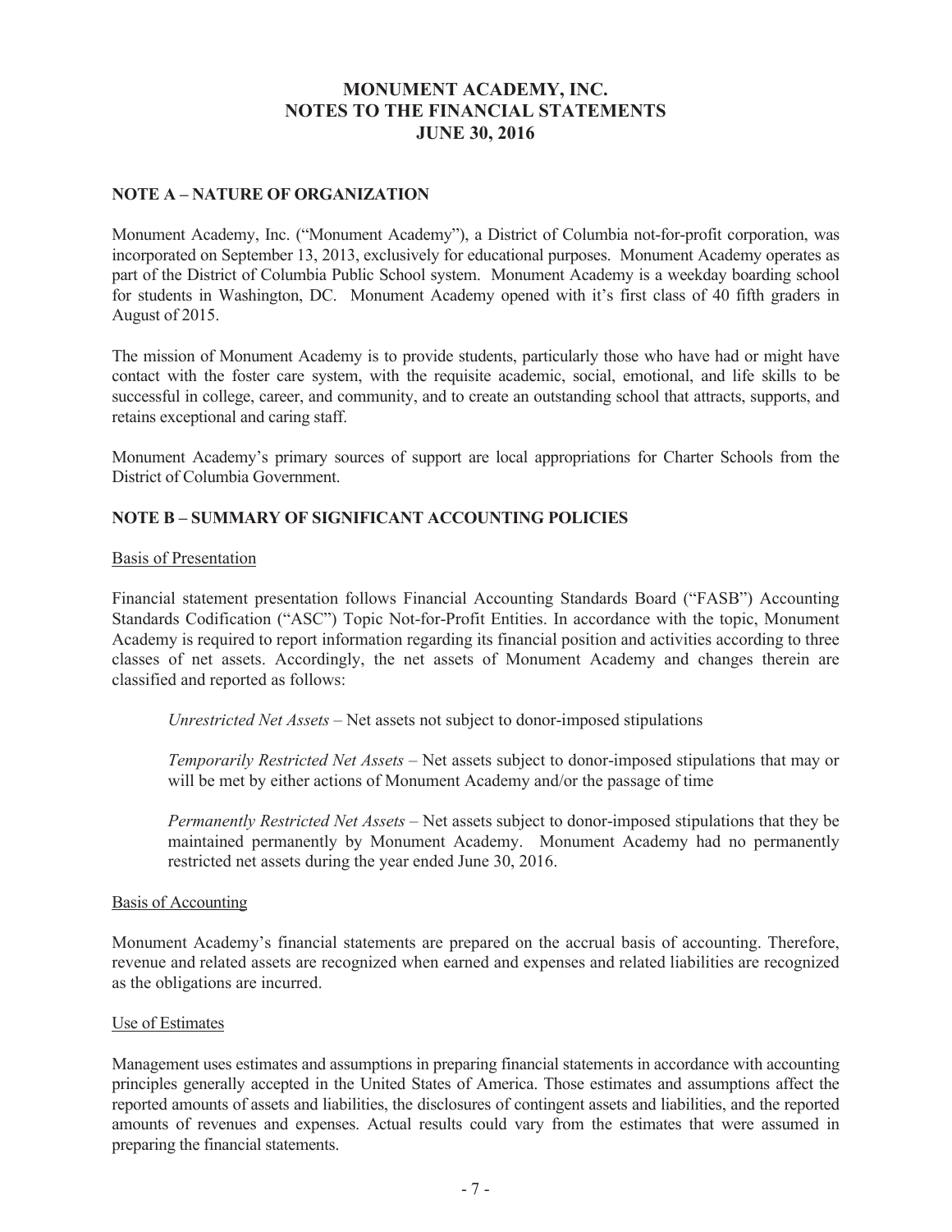# MONUMENT ACADEMY, INC.
# NOTES TO THE FINANCIAL STATEMENTS
# JUNE 30, 2016

## NOTE A – NATURE OF ORGANIZATION

Monument Academy, Inc. ("Monument Academy"), a District of Columbia not-for-profit corporation, was incorporated on September 13, 2013, exclusively for educational purposes. Monument Academy operates as part of the District of Columbia Public School system. Monument Academy is a weekday boarding school for students in Washington, DC. Monument Academy opened with it's first class of 40 fifth graders in August of 2015.

The mission of Monument Academy is to provide students, particularly those who have had or might have contact with the foster care system, with the requisite academic, social, emotional, and life skills to be successful in college, career, and community, and to create an outstanding school that attracts, supports, and retains exceptional and caring staff.

Monument Academy's primary sources of support are local appropriations for Charter Schools from the District of Columbia Government.

## NOTE B – SUMMARY OF SIGNIFICANT ACCOUNTING POLICIES

### Basis of Presentation

Financial statement presentation follows Financial Accounting Standards Board ("FASB") Accounting Standards Codification ("ASC") Topic Not-for-Profit Entities. In accordance with the topic, Monument Academy is required to report information regarding its financial position and activities according to three classes of net assets. Accordingly, the net assets of Monument Academy and changes therein are classified and reported as follows:

*Unrestricted Net Assets* – Net assets not subject to donor-imposed stipulations

*Temporarily Restricted Net Assets* – Net assets subject to donor-imposed stipulations that may or will be met by either actions of Monument Academy and/or the passage of time

*Permanently Restricted Net Assets* – Net assets subject to donor-imposed stipulations that they be maintained permanently by Monument Academy. Monument Academy had no permanently restricted net assets during the year ended June 30, 2016.

### Basis of Accounting

Monument Academy's financial statements are prepared on the accrual basis of accounting. Therefore, revenue and related assets are recognized when earned and expenses and related liabilities are recognized as the obligations are incurred.

### Use of Estimates

Management uses estimates and assumptions in preparing financial statements in accordance with accounting principles generally accepted in the United States of America. Those estimates and assumptions affect the reported amounts of assets and liabilities, the disclosures of contingent assets and liabilities, and the reported amounts of revenues and expenses. Actual results could vary from the estimates that were assumed in preparing the financial statements.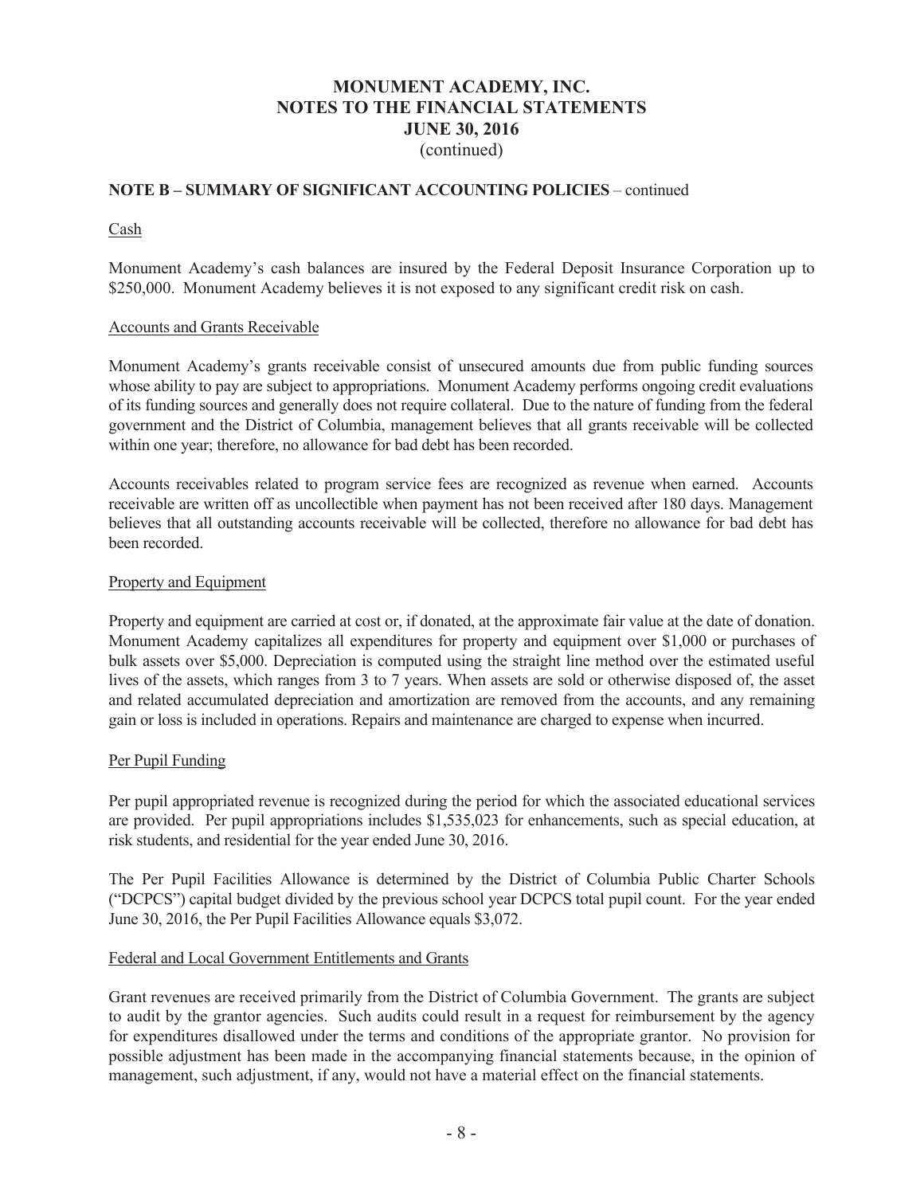# MONUMENT ACADEMY, INC.
# NOTES TO THE FINANCIAL STATEMENTS
# JUNE 30, 2016
(continued)

## NOTE B – SUMMARY OF SIGNIFICANT ACCOUNTING POLICIES – continued

Cash

Monument Academy's cash balances are insured by the Federal Deposit Insurance Corporation up to $250,000. Monument Academy believes it is not exposed to any significant credit risk on cash.

Accounts and Grants Receivable

Monument Academy's grants receivable consist of unsecured amounts due from public funding sources whose ability to pay are subject to appropriations. Monument Academy performs ongoing credit evaluations of its funding sources and generally does not require collateral. Due to the nature of funding from the federal government and the District of Columbia, management believes that all grants receivable will be collected within one year; therefore, no allowance for bad debt has been recorded.

Accounts receivables related to program service fees are recognized as revenue when earned. Accounts receivable are written off as uncollectible when payment has not been received after 180 days. Management believes that all outstanding accounts receivable will be collected, therefore no allowance for bad debt has been recorded.

Property and Equipment

Property and equipment are carried at cost or, if donated, at the approximate fair value at the date of donation. Monument Academy capitalizes all expenditures for property and equipment over $1,000 or purchases of bulk assets over $5,000. Depreciation is computed using the straight line method over the estimated useful lives of the assets, which ranges from 3 to 7 years. When assets are sold or otherwise disposed of, the asset and related accumulated depreciation and amortization are removed from the accounts, and any remaining gain or loss is included in operations. Repairs and maintenance are charged to expense when incurred.

Per Pupil Funding

Per pupil appropriated revenue is recognized during the period for which the associated educational services are provided. Per pupil appropriations includes $1,535,023 for enhancements, such as special education, at risk students, and residential for the year ended June 30, 2016.

The Per Pupil Facilities Allowance is determined by the District of Columbia Public Charter Schools ("DCPCS") capital budget divided by the previous school year DCPCS total pupil count. For the year ended June 30, 2016, the Per Pupil Facilities Allowance equals $3,072.

Federal and Local Government Entitlements and Grants

Grant revenues are received primarily from the District of Columbia Government. The grants are subject to audit by the grantor agencies. Such audits could result in a request for reimbursement by the agency for expenditures disallowed under the terms and conditions of the appropriate grantor. No provision for possible adjustment has been made in the accompanying financial statements because, in the opinion of management, such adjustment, if any, would not have a material effect on the financial statements.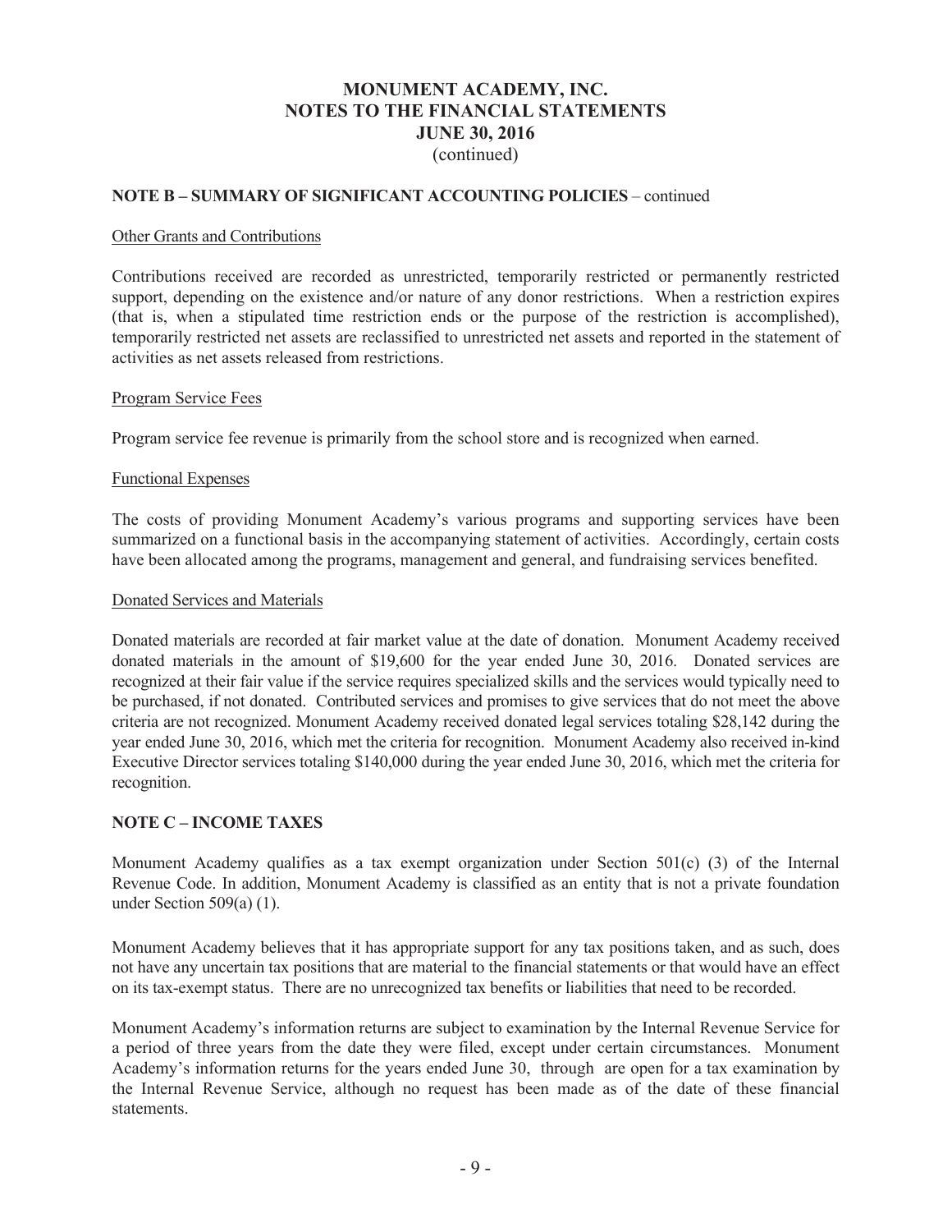# MONUMENT ACADEMY, INC.
# NOTES TO THE FINANCIAL STATEMENTS
# JUNE 30, 2016
(continued)

**NOTE B – SUMMARY OF SIGNIFICANT ACCOUNTING POLICIES** – continued

Other Grants and Contributions

Contributions received are recorded as unrestricted, temporarily restricted or permanently restricted support, depending on the existence and/or nature of any donor restrictions. When a restriction expires (that is, when a stipulated time restriction ends or the purpose of the restriction is accomplished), temporarily restricted net assets are reclassified to unrestricted net assets and reported in the statement of activities as net assets released from restrictions.

Program Service Fees

Program service fee revenue is primarily from the school store and is recognized when earned.

Functional Expenses

The costs of providing Monument Academy's various programs and supporting services have been summarized on a functional basis in the accompanying statement of activities. Accordingly, certain costs have been allocated among the programs, management and general, and fundraising services benefited.

Donated Services and Materials

Donated materials are recorded at fair market value at the date of donation. Monument Academy received donated materials in the amount of $19,600 for the year ended June 30, 2016. Donated services are recognized at their fair value if the service requires specialized skills and the services would typically need to be purchased, if not donated. Contributed services and promises to give services that do not meet the above criteria are not recognized. Monument Academy received donated legal services totaling $28,142 during the year ended June 30, 2016, which met the criteria for recognition. Monument Academy also received in-kind Executive Director services totaling $140,000 during the year ended June 30, 2016, which met the criteria for recognition.

**NOTE C – INCOME TAXES**

Monument Academy qualifies as a tax exempt organization under Section 501(c) (3) of the Internal Revenue Code. In addition, Monument Academy is classified as an entity that is not a private foundation under Section 509(a) (1).

Monument Academy believes that it has appropriate support for any tax positions taken, and as such, does not have any uncertain tax positions that are material to the financial statements or that would have an effect on its tax-exempt status. There are no unrecognized tax benefits or liabilities that need to be recorded.

Monument Academy's information returns are subject to examination by the Internal Revenue Service for a period of three years from the date they were filed, except under certain circumstances. Monument Academy's information returns for the years ended June 30, through are open for a tax examination by the Internal Revenue Service, although no request has been made as of the date of these financial statements.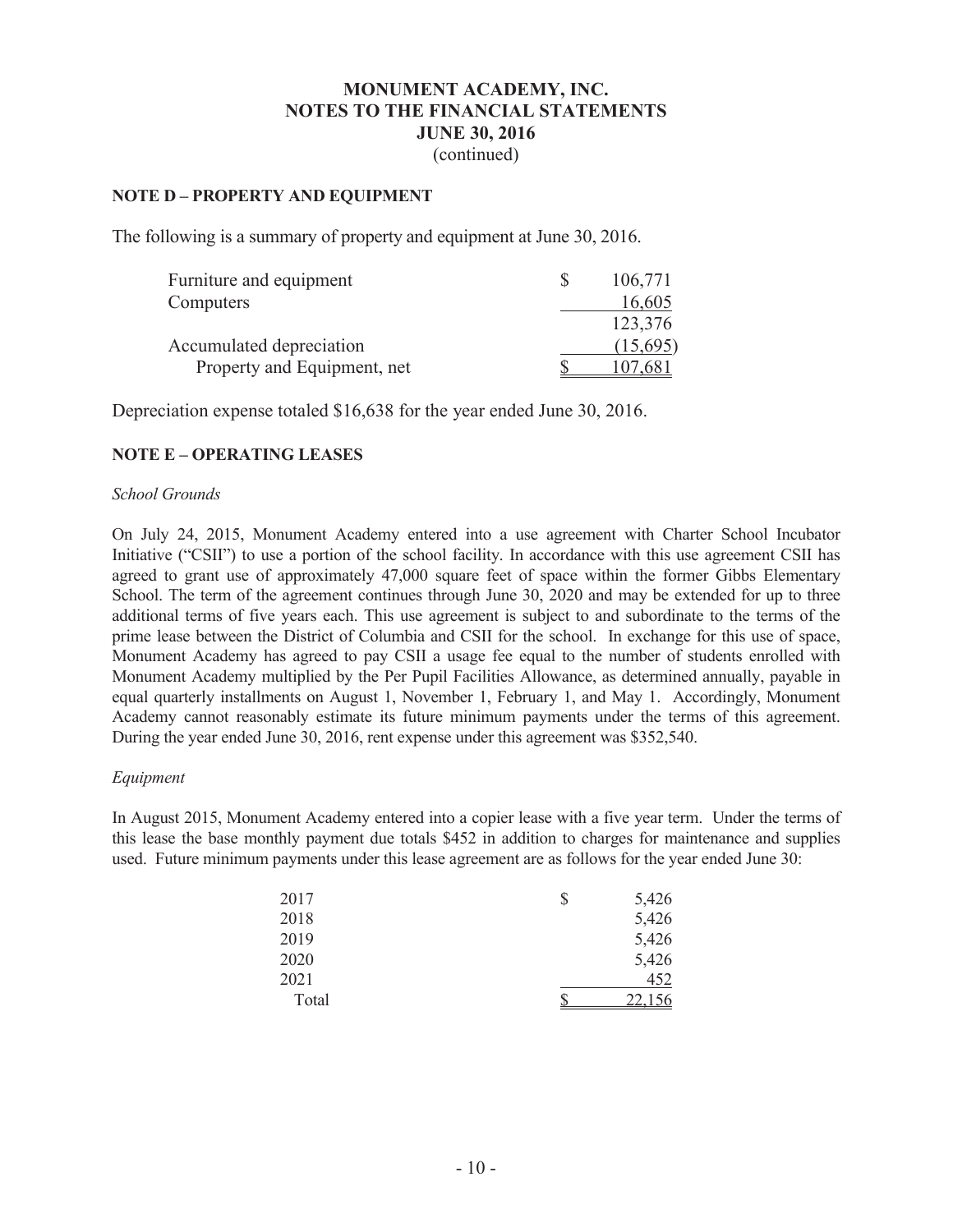# MONUMENT ACADEMY, INC.
# NOTES TO THE FINANCIAL STATEMENTS
# JUNE 30, 2016
(continued)

## NOTE D – PROPERTY AND EQUIPMENT

The following is a summary of property and equipment at June 30, 2016.

| | |
|---|---|
| Furniture and equipment | $ 106,771 |
| Computers | 16,605 |
| | 123,376 |
| Accumulated depreciation | (15,695) |
| Property and Equipment, net | $ 107,681 |

Depreciation expense totaled $16,638 for the year ended June 30, 2016.

## NOTE E – OPERATING LEASES

*School Grounds*

On July 24, 2015, Monument Academy entered into a use agreement with Charter School Incubator Initiative ("CSII") to use a portion of the school facility. In accordance with this use agreement CSII has agreed to grant use of approximately 47,000 square feet of space within the former Gibbs Elementary School. The term of the agreement continues through June 30, 2020 and may be extended for up to three additional terms of five years each. This use agreement is subject to and subordinate to the terms of the prime lease between the District of Columbia and CSII for the school. In exchange for this use of space, Monument Academy has agreed to pay CSII a usage fee equal to the number of students enrolled with Monument Academy multiplied by the Per Pupil Facilities Allowance, as determined annually, payable in equal quarterly installments on August 1, November 1, February 1, and May 1. Accordingly, Monument Academy cannot reasonably estimate its future minimum payments under the terms of this agreement. During the year ended June 30, 2016, rent expense under this agreement was $352,540.

*Equipment*

In August 2015, Monument Academy entered into a copier lease with a five year term. Under the terms of this lease the base monthly payment due totals $452 in addition to charges for maintenance and supplies used. Future minimum payments under this lease agreement are as follows for the year ended June 30:

| | |
|---|---|
| 2017 | $ 5,426 |
| 2018 | 5,426 |
| 2019 | 5,426 |
| 2020 | 5,426 |
| 2021 | 452 |
| Total | $ 22,156 |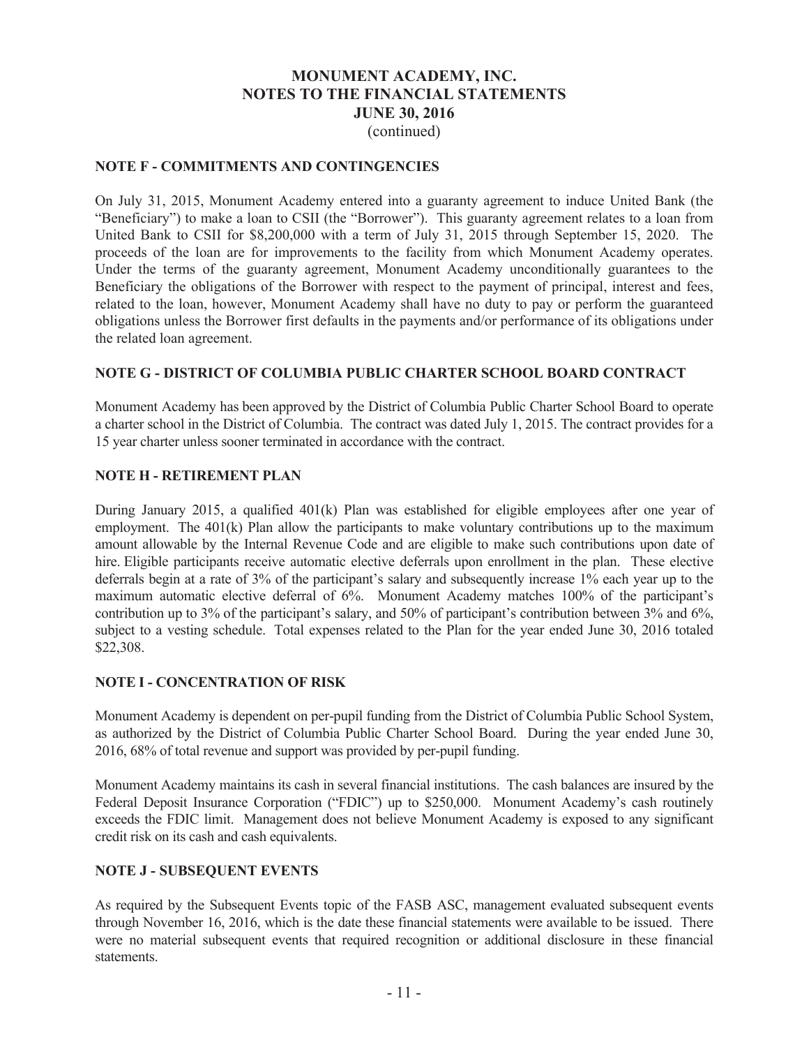# MONUMENT ACADEMY, INC.
# NOTES TO THE FINANCIAL STATEMENTS
# JUNE 30, 2016
(continued)

## NOTE F - COMMITMENTS AND CONTINGENCIES

On July 31, 2015, Monument Academy entered into a guaranty agreement to induce United Bank (the "Beneficiary") to make a loan to CSII (the "Borrower"). This guaranty agreement relates to a loan from United Bank to CSII for $8,200,000 with a term of July 31, 2015 through September 15, 2020. The proceeds of the loan are for improvements to the facility from which Monument Academy operates. Under the terms of the guaranty agreement, Monument Academy unconditionally guarantees to the Beneficiary the obligations of the Borrower with respect to the payment of principal, interest and fees, related to the loan, however, Monument Academy shall have no duty to pay or perform the guaranteed obligations unless the Borrower first defaults in the payments and/or performance of its obligations under the related loan agreement.

## NOTE G - DISTRICT OF COLUMBIA PUBLIC CHARTER SCHOOL BOARD CONTRACT

Monument Academy has been approved by the District of Columbia Public Charter School Board to operate a charter school in the District of Columbia. The contract was dated July 1, 2015. The contract provides for a 15 year charter unless sooner terminated in accordance with the contract.

## NOTE H - RETIREMENT PLAN

During January 2015, a qualified 401(k) Plan was established for eligible employees after one year of employment. The 401(k) Plan allow the participants to make voluntary contributions up to the maximum amount allowable by the Internal Revenue Code and are eligible to make such contributions upon date of hire. Eligible participants receive automatic elective deferrals upon enrollment in the plan. These elective deferrals begin at a rate of 3% of the participant's salary and subsequently increase 1% each year up to the maximum automatic elective deferral of 6%. Monument Academy matches 100% of the participant's contribution up to 3% of the participant's salary, and 50% of participant's contribution between 3% and 6%, subject to a vesting schedule. Total expenses related to the Plan for the year ended June 30, 2016 totaled $22,308.

## NOTE I - CONCENTRATION OF RISK

Monument Academy is dependent on per-pupil funding from the District of Columbia Public School System, as authorized by the District of Columbia Public Charter School Board. During the year ended June 30, 2016, 68% of total revenue and support was provided by per-pupil funding.

Monument Academy maintains its cash in several financial institutions. The cash balances are insured by the Federal Deposit Insurance Corporation ("FDIC") up to $250,000. Monument Academy's cash routinely exceeds the FDIC limit. Management does not believe Monument Academy is exposed to any significant credit risk on its cash and cash equivalents.

## NOTE J - SUBSEQUENT EVENTS

As required by the Subsequent Events topic of the FASB ASC, management evaluated subsequent events through November 16, 2016, which is the date these financial statements were available to be issued. There were no material subsequent events that required recognition or additional disclosure in these financial statements.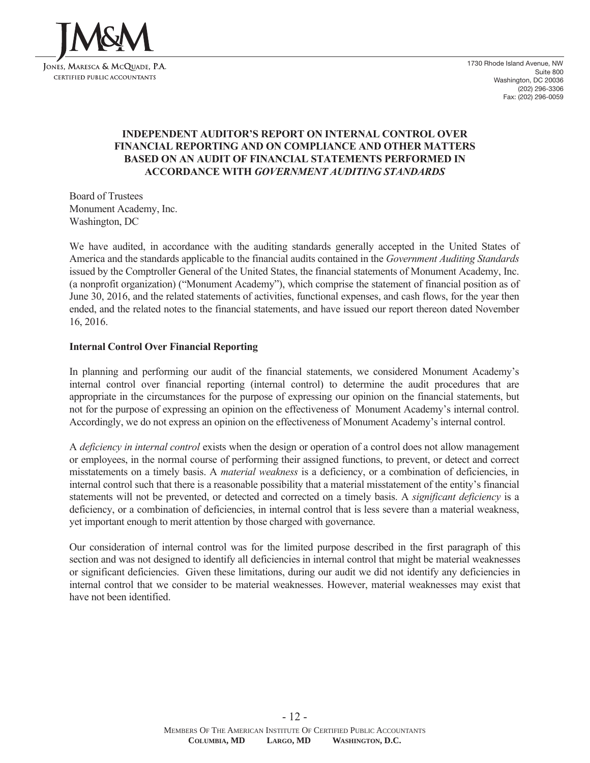JONES, MARESCA & MCQUADE, P.A.
CERTIFIED PUBLIC ACCOUNTANTS

1730 Rhode Island Avenue, NW
Suite 800
Washington, DC 20036
(202) 296-3306
Fax: (202) 296-0059

## INDEPENDENT AUDITOR'S REPORT ON INTERNAL CONTROL OVER FINANCIAL REPORTING AND ON COMPLIANCE AND OTHER MATTERS BASED ON AN AUDIT OF FINANCIAL STATEMENTS PERFORMED IN ACCORDANCE WITH *GOVERNMENT AUDITING STANDARDS*

Board of Trustees
Monument Academy, Inc.
Washington, DC

We have audited, in accordance with the auditing standards generally accepted in the United States of America and the standards applicable to the financial audits contained in the *Government Auditing Standards* issued by the Comptroller General of the United States, the financial statements of Monument Academy, Inc. (a nonprofit organization) ("Monument Academy"), which comprise the statement of financial position as of June 30, 2016, and the related statements of activities, functional expenses, and cash flows, for the year then ended, and the related notes to the financial statements, and have issued our report thereon dated November 16, 2016.

**Internal Control Over Financial Reporting**

In planning and performing our audit of the financial statements, we considered Monument Academy's internal control over financial reporting (internal control) to determine the audit procedures that are appropriate in the circumstances for the purpose of expressing our opinion on the financial statements, but not for the purpose of expressing an opinion on the effectiveness of Monument Academy's internal control. Accordingly, we do not express an opinion on the effectiveness of Monument Academy's internal control.

A *deficiency in internal control* exists when the design or operation of a control does not allow management or employees, in the normal course of performing their assigned functions, to prevent, or detect and correct misstatements on a timely basis. A *material weakness* is a deficiency, or a combination of deficiencies, in internal control such that there is a reasonable possibility that a material misstatement of the entity's financial statements will not be prevented, or detected and corrected on a timely basis. A *significant deficiency* is a deficiency, or a combination of deficiencies, in internal control that is less severe than a material weakness, yet important enough to merit attention by those charged with governance.

Our consideration of internal control was for the limited purpose described in the first paragraph of this section and was not designed to identify all deficiencies in internal control that might be material weaknesses or significant deficiencies. Given these limitations, during our audit we did not identify any deficiencies in internal control that we consider to be material weaknesses. However, material weaknesses may exist that have not been identified.

MEMBERS OF THE AMERICAN INSTITUTE OF CERTIFIED PUBLIC ACCOUNTANTS
**COLUMBIA, MD LARGO, MD WASHINGTON, D.C.**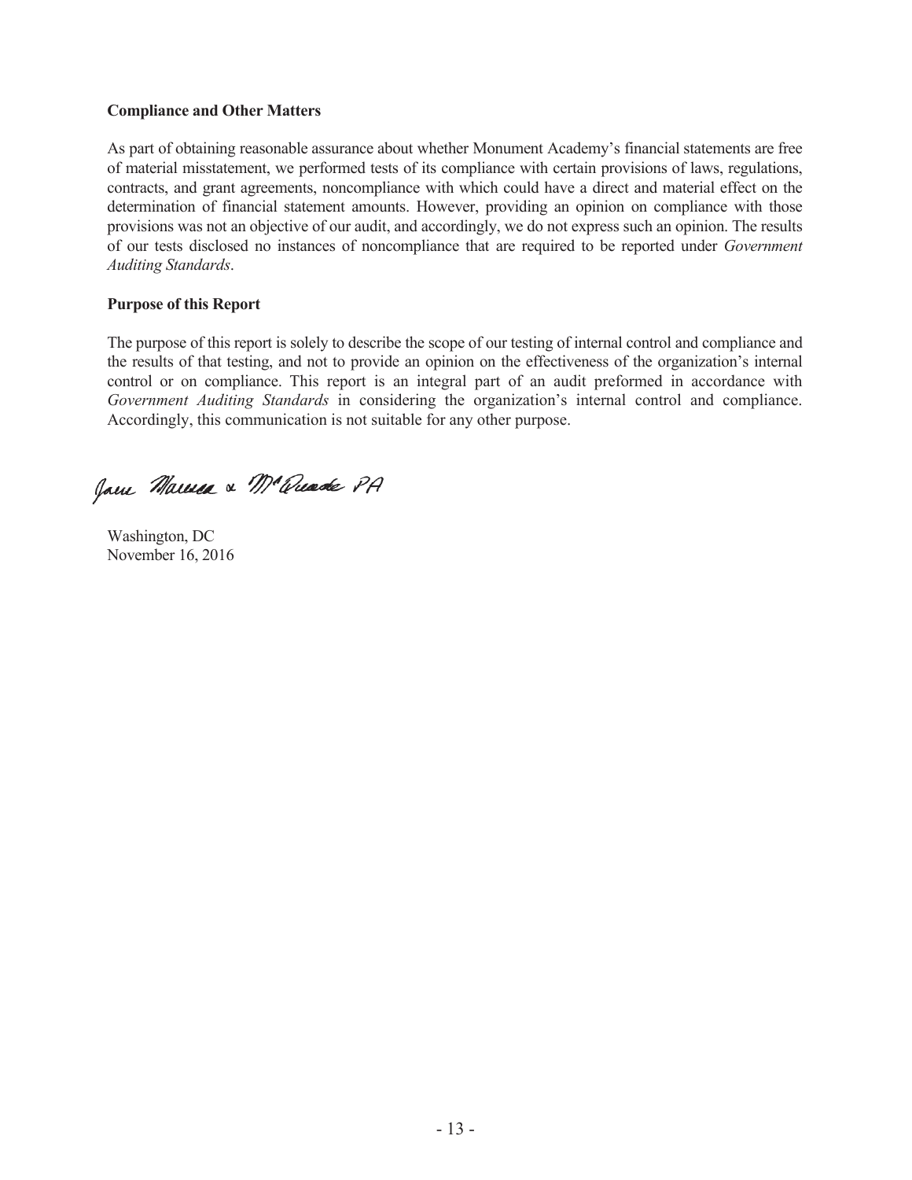**Compliance and Other Matters**

As part of obtaining reasonable assurance about whether Monument Academy's financial statements are free of material misstatement, we performed tests of its compliance with certain provisions of laws, regulations, contracts, and grant agreements, noncompliance with which could have a direct and material effect on the determination of financial statement amounts. However, providing an opinion on compliance with those provisions was not an objective of our audit, and accordingly, we do not express such an opinion. The results of our tests disclosed no instances of noncompliance that are required to be reported under *Government Auditing Standards*.

**Purpose of this Report**

The purpose of this report is solely to describe the scope of our testing of internal control and compliance and the results of that testing, and not to provide an opinion on the effectiveness of the organization's internal control or on compliance. This report is an integral part of an audit preformed in accordance with *Government Auditing Standards* in considering the organization's internal control and compliance. Accordingly, this communication is not suitable for any other purpose.

Jones Maresca & McQuade PA

Washington, DC
November 16, 2016